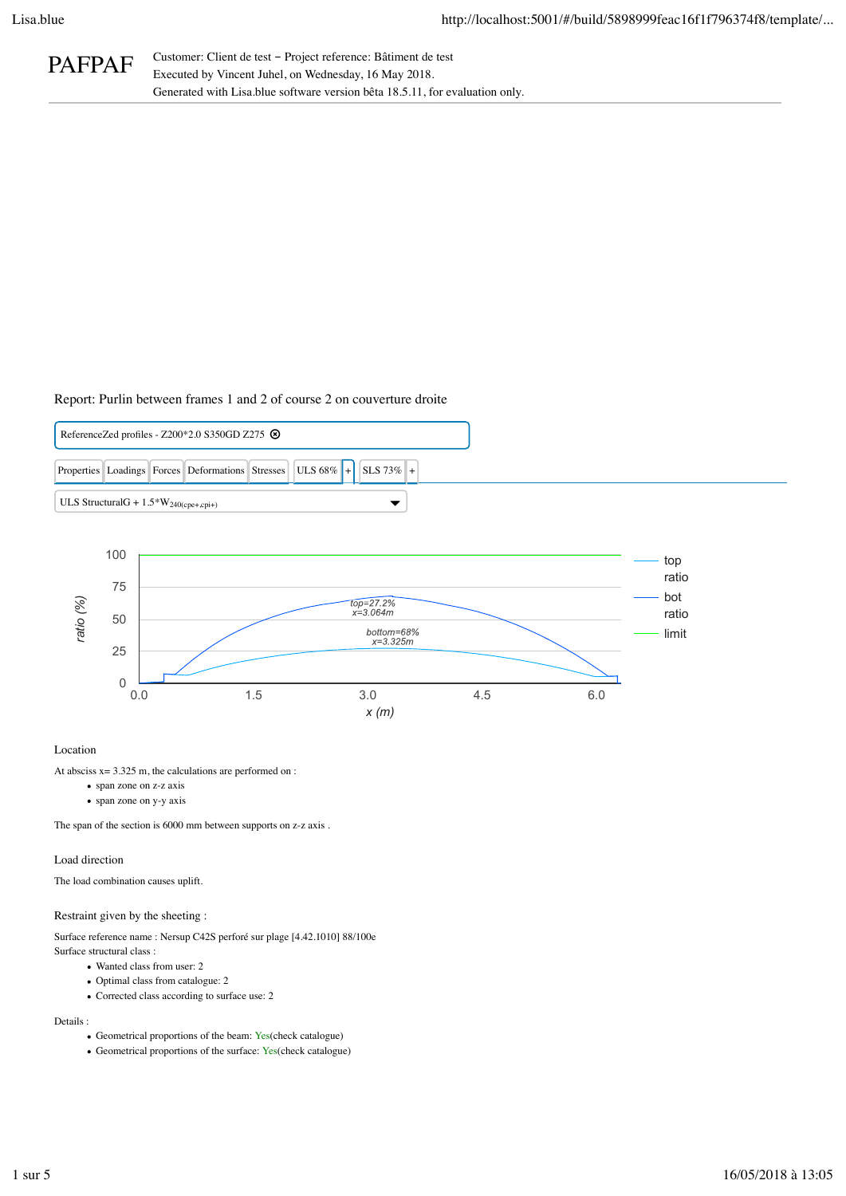PAFPAF

Customer: Client de test – Project reference: Bâtiment de test
Executed by Vincent Juhel, on Wednesday, 16 May 2018.
Generated with Lisa.blue software version bêta 18.5.11, for evaluation only.

Report: Purlin between frames 1 and 2 of course 2 on couverture droite

ReferenceZed profiles - Z200*2.0 S350GD Z275

Properties | Loadings | Forces | Deformations | Stresses | ULS 68% | + | SLS 73% | +

ULS StructuralG + 1.5*$W_{240(cpe+,cpi+)}$

### Location

At abscise x= 3.325 m, the calculations are performed on :

- span zone on z-z axis
- span zone on y-y axis

The span of the section is 6000 mm between supports on z-z axis .

### Load direction

The load combination causes uplift.

### Restraint given by the sheeting :

Surface reference name : Nersup C42S perforé sur plage [4.42.1010] 88/100e
Surface structural class :

- Wanted class from user: 2
- Optimal class from catalogue: 2
- Corrected class according to surface use: 2

Details :

- Geometrical proportions of the beam: Yes(check catalogue)
- Geometrical proportions of the surface: Yes(check catalogue)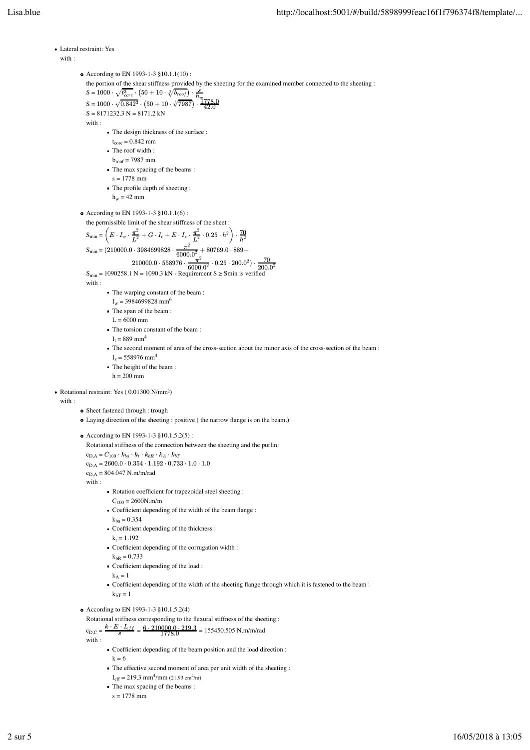- Lateral restraint: Yes
  with :
  - According to EN 1993-1-3 §10.1.1(10) :
    the portion of the shear stiffness provided by the sheeting for the examined member connected to the sheeting :
    $S = 1000 \cdot \sqrt{t_{core}^3} \cdot \left(50 + 10 \cdot \sqrt[3]{b_{roof}}\right) \cdot \frac{s}{h_w}$
    $S = 1000 \cdot \sqrt{0.842^3} \cdot \left(50 + 10 \cdot \sqrt[3]{7987}\right) \cdot \frac{1778.0}{42.0}$
    S = 8171232.3 N = 8171.2 kN
    with :
    - The design thickness of the surface :
      $t_{core}$ = 0.842 mm
    - The roof width :
      $b_{roof}$ = 7987 mm
    - The max spacing of the beams :
      s = 1778 mm
    - The profile depth of sheeting :
      $h_w$ = 42 mm
  - According to EN 1993-1-3 §10.1.1(6) :
    the permissible limit of the shear stiffness of the sheet :
    $S_{min} = \left(E \cdot I_w \cdot \frac{\pi^2}{L^2} + G \cdot I_t + E \cdot I_z \cdot \frac{\pi^2}{L^2} \cdot 0.25 \cdot h^2\right) \cdot \frac{70}{h^2}$
    $S_{min} = (210000.0 \cdot 3984699828 \cdot \frac{\pi^2}{6000.0^2} + 80769.0 \cdot 889 + 210000.0 \cdot 558976 \cdot \frac{\pi^2}{6000.0^2} \cdot 0.25 \cdot 200.0^2) \cdot \frac{70}{200.0^2}$
    $S_{min}$ = 1090258.1 N = 1090.3 kN - Requirement S ≥ Smin is verified
    with :
    - The warping constant of the beam :
      $I_w$ = 3984699828 mm$^6$
    - The span of the beam :
      L = 6000 mm
    - The torsion constant of the beam :
      $I_t$ = 889 mm$^4$
    - The second moment of area of the cross-section about the minor axis of the cross-section of the beam :
      $I_z$ = 558976 mm$^4$
    - The height of the beam :
      h = 200 mm
- Rotational restraint: Yes ( 0.01300 N/mm²)
  with :
  - Sheet fastened through : trough
  - Laying direction of the sheeting : positive ( the narrow flange is on the beam.)
  - According to EN 1993-1-3 §10.1.5.2(5) :
    Rotational stiffness of the connection between the sheeting and the purlin:
    $c_{D,A} = C_{100} \cdot k_{ba} \cdot k_t \cdot k_{bR} \cdot k_A \cdot k_{bT}$
    $c_{D,A}$ = 2600.0 · 0.354 · 1.192 · 0.733 · 1.0 · 1.0
    $c_{D,A}$ = 804.047 N.m/m/rad
    with :
    - Rotation coefficient for trapezoidal steel sheeting :
      $C_{100}$ = 2600N.m/m
    - Coefficient depending of the width of the beam flange :
      $k_{ba}$ = 0.354
    - Coefficient depending of the thickness :
      $k_t$ = 1.192
    - Coefficient depending of the corrugation width :
      $k_{bR}$ = 0.733
    - Coefficient depending of the load :
      $k_A$ = 1
    - Coefficient depending of the width of the sheeting flange through which it is fastened to the beam :
      $k_{bT}$ = 1
  - According to EN 1993-1-3 §10.1.5.2(4)
    Rotational stiffness corresponding to the flexural stiffness of the sheeting :
    $c_{D,C} = \frac{k \cdot E \cdot I_{eff}}{s} = \frac{6 \cdot 210000.0 \cdot 219.3}{1778.0}$ = 155450.505 N.m/m/rad
    with :
    - Coefficient depending of the beam position and the load direction :
      k = 6
    - The effective second moment of area per unit width of the sheeting :
      $I_{eff}$ = 219.3 mm$^4$/mm (21.93 cm$^4$/m)
    - The max spacing of the beams :
      s = 1778 mm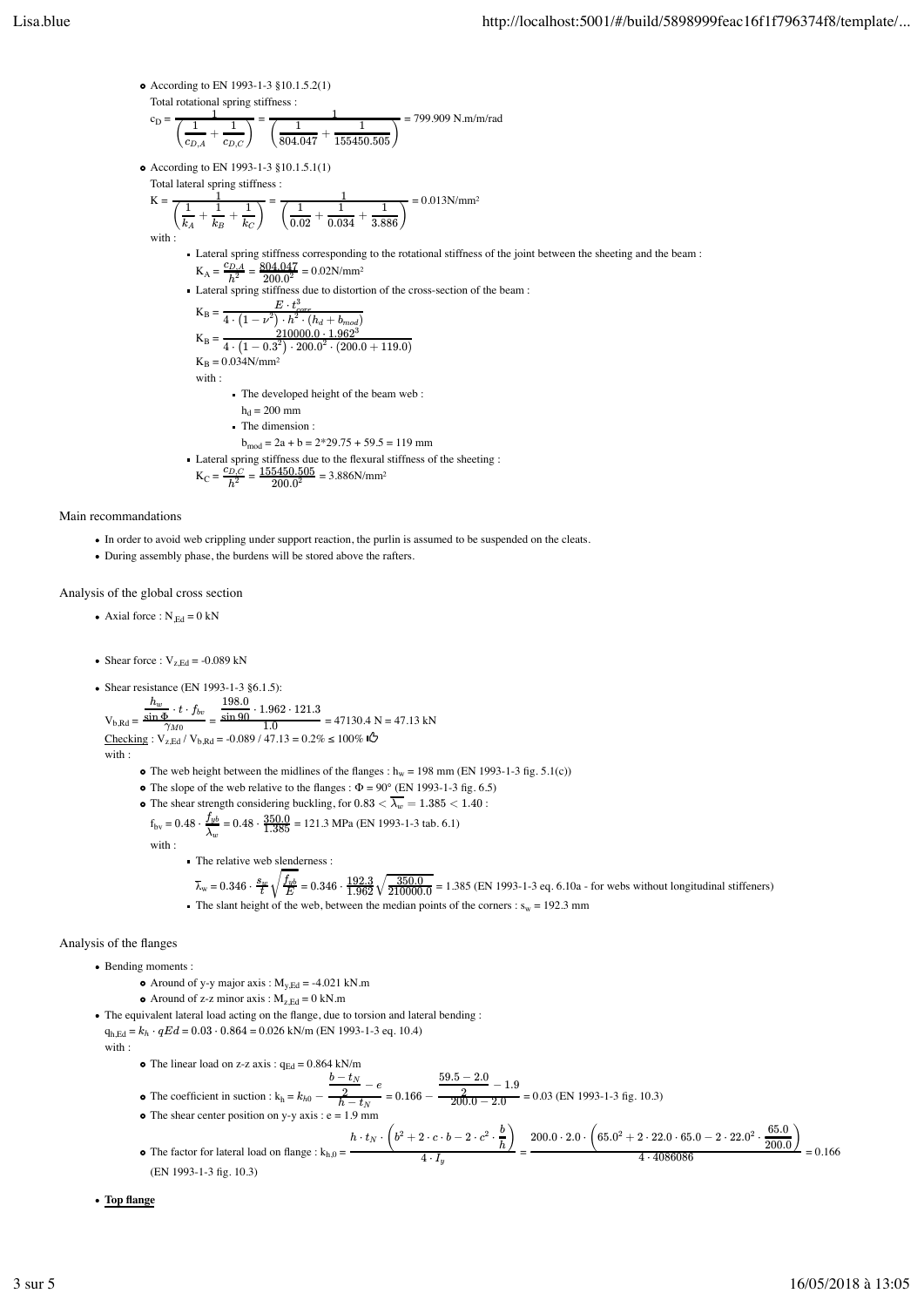- According to EN 1993-1-3 §10.1.5.2(1)

  Total rotational spring stiffness :

  $c_D = \dfrac{1}{\left(\dfrac{1}{c_{D,A}} + \dfrac{1}{c_{D,C}}\right)} = \dfrac{1}{\left(\dfrac{1}{804.047} + \dfrac{1}{155450.505}\right)} = 799.909$ N.m/m/rad

- According to EN 1993-1-3 §10.1.5.1(1)

  Total lateral spring stiffness :

  $K = \dfrac{1}{\left(\dfrac{1}{k_A} + \dfrac{1}{k_B} + \dfrac{1}{k_C}\right)} = \dfrac{1}{\left(\dfrac{1}{0.02} + \dfrac{1}{0.034} + \dfrac{1}{3.886}\right)} = 0.013$N/mm²

  with :

  - Lateral spring stiffness corresponding to the rotational stiffness of the joint between the sheeting and the beam :

    $K_A = \dfrac{c_{D,A}}{h^2} = \dfrac{804.047}{200.0^2} = 0.02$N/mm²

  - Lateral spring stiffness due to distortion of the cross-section of the beam :

    $K_B = \dfrac{E \cdot t_{core}^3}{4 \cdot \left(1 - \nu^2\right) \cdot h^2 \cdot \left(h_d + b_{mod}\right)}$

    $K_B = \dfrac{210000.0 \cdot 1.962^3}{4 \cdot \left(1 - 0.3^2\right) \cdot 200.0^2 \cdot \left(200.0 + 119.0\right)}$

    $K_B = 0.034$N/mm²

    with :

    - The developed height of the beam web :

      $h_d = 200$ mm

    - The dimension :

      $b_{mod} = 2a + b = 2*29.75 + 59.5 = 119$ mm

  - Lateral spring stiffness due to the flexural stiffness of the sheeting :

    $K_C = \dfrac{c_{D,C}}{h^2} = \dfrac{155450.505}{200.0^2} = 3.886$N/mm²

Main recommandations

- In order to avoid web crippling under support reaction, the purlin is assumed to be suspended on the cleats.
- During assembly phase, the burdens will be stored above the rafters.

Analysis of the global cross section

- Axial force : $N_{Ed} = 0$ kN

- Shear force : $V_{z,Ed} = -0.089$ kN

- Shear resistance (EN 1993-1-3 §6.1.5):

  $V_{b,Rd} = \dfrac{\dfrac{h_w}{\sin \Phi} \cdot t \cdot f_{bv}}{\gamma_{M0}} = \dfrac{\dfrac{198.0}{\sin 90} \cdot 1.962 \cdot 121.3}{1.0} = 47130.4$ N = 47.13 kN

  Checking : $V_{z,Ed} / V_{b,Rd} = -0.089 / 47.13 = 0.2\% \le 100\%$

  with :

  - The web height between the midlines of the flanges : $h_w = 198$ mm (EN 1993-1-3 fig. 5.1(c))
  - The slope of the web relative to the flanges : $\Phi = 90°$ (EN 1993-1-3 fig. 6.5)
  - The shear strength considering buckling, for $0.83 < \overline{\lambda_w} = 1.385 < 1.40$ :

    $f_{bv} = 0.48 \cdot \dfrac{f_{yb}}{\overline{\lambda}_w} = 0.48 \cdot \dfrac{350.0}{1.385} = 121.3$ MPa (EN 1993-1-3 tab. 6.1)

    with :

    - The relative web slenderness :

      $\overline{\lambda}_w = 0.346 \cdot \dfrac{s_w}{t}\sqrt{\dfrac{f_{yb}}{E}} = 0.346 \cdot \dfrac{192.3}{1.962}\sqrt{\dfrac{350.0}{210000.0}} = 1.385$ (EN 1993-1-3 eq. 6.10a - for webs without longitudinal stiffeners)

    - The slant height of the web, between the median points of the corners : $s_w = 192.3$ mm

Analysis of the flanges

- Bending moments :
  - Around of y-y major axis : $M_{y,Ed} = -4.021$ kN.m
  - Around of z-z minor axis : $M_{z,Ed} = 0$ kN.m
- The equivalent lateral load acting on the flange, due to torsion and lateral bending :

  $q_{h,Ed} = k_h \cdot qEd = 0.03 \cdot 0.864 = 0.026$ kN/m (EN 1993-1-3 eq. 10.4)

  with :

  - The linear load on z-z axis : $q_{Ed} = 0.864$ kN/m
  - The coefficient in suction : $k_h = k_{h0} - \dfrac{\dfrac{b - t_N}{2} - e}{h - t_N} = 0.166 - \dfrac{\dfrac{59.5 - 2.0}{2} - 1.9}{200.0 - 2.0} = 0.03$ (EN 1993-1-3 fig. 10.3)
  - The shear center position on y-y axis : $e = 1.9$ mm
  - The factor for lateral load on flange : $k_{h,0} = \dfrac{h \cdot t_N \cdot \left(b^2 + 2 \cdot c \cdot b - 2 \cdot c^2 \cdot \dfrac{b}{h}\right)}{4 \cdot I_y} = \dfrac{200.0 \cdot 2.0 \cdot \left(65.0^2 + 2 \cdot 22.0 \cdot 65.0 - 2 \cdot 22.0^2 \cdot \dfrac{65.0}{200.0}\right)}{4 \cdot 4086086} = 0.166$ (EN 1993-1-3 fig. 10.3)

- **Top flange**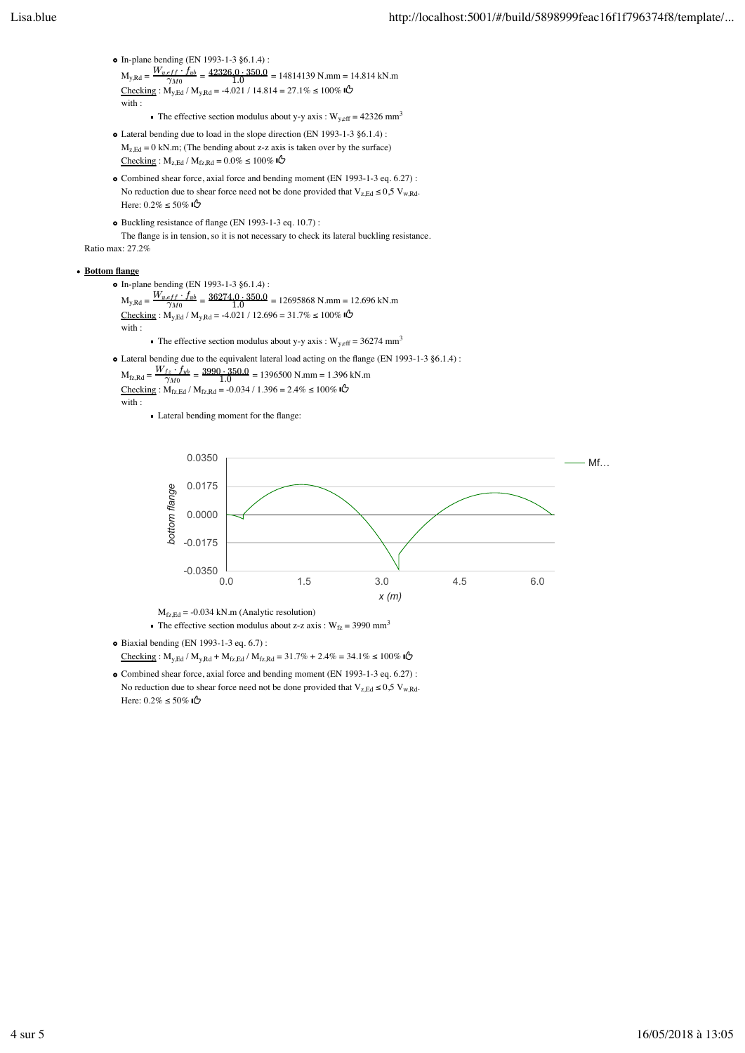- In-plane bending (EN 1993-1-3 §6.1.4) :

  $M_{y,Rd} = \frac{W_{y,eff} \cdot f_{yb}}{\gamma_{M0}} = \frac{42326.0 \cdot 350.0}{1.0} = 14814139$ N.mm = 14.814 kN.m

  Checking : $M_{y,Ed} / M_{y,Rd} = -4.021 / 14.814 = 27.1\% \leq 100\%$ 👍

  with :

  - The effective section modulus about y-y axis : $W_{y,eff} = 42326$ mm$^3$

- Lateral bending due to load in the slope direction (EN 1993-1-3 §6.1.4) :

  $M_{z,Ed} = 0$ kN.m; (The bending about z-z axis is taken over by the surface)

  Checking : $M_{z,Ed} / M_{fz,Rd} = 0.0\% \leq 100\%$ 👍

- Combined shear force, axial force and bending moment (EN 1993-1-3 eq. 6.27) :

  No reduction due to shear force need not be done provided that $V_{z,Ed} \leq 0,5\ V_{w,Rd}$.

  Here: $0.2\% \leq 50\%$ 👍

- Buckling resistance of flange (EN 1993-1-3 eq. 10.7) :

  The flange is in tension, so it is not necessary to check its lateral buckling resistance.

Ratio max: 27.2%

- **Bottom flange**

  - In-plane bending (EN 1993-1-3 §6.1.4) :

    $M_{y,Rd} = \frac{W_{y,eff} \cdot f_{yb}}{\gamma_{M0}} = \frac{36274.0 \cdot 350.0}{1.0} = 12695868$ N.mm = 12.696 kN.m

    Checking : $M_{y,Ed} / M_{y,Rd} = -4.021 / 12.696 = 31.7\% \leq 100\%$ 👍

    with :

    - The effective section modulus about y-y axis : $W_{y,eff} = 36274$ mm$^3$

  - Lateral bending due to the equivalent lateral load acting on the flange (EN 1993-1-3 §6.1.4) :

    $M_{fz,Rd} = \frac{W_{fz} \cdot f_{yb}}{\gamma_{M0}} = \frac{3990 \cdot 350.0}{1.0} = 1396500$ N.mm = 1.396 kN.m

    Checking : $M_{fz,Ed} / M_{fz,Rd} = -0.034 / 1.396 = 2.4\% \leq 100\%$ 👍

    with :

    - Lateral bending moment for the flange:

      $M_{fz,Ed} = -0.034$ kN.m (Analytic resolution)

    - The effective section modulus about z-z axis : $W_{fz} = 3990$ mm$^3$

  - Biaxial bending (EN 1993-1-3 eq. 6.7) :

    Checking : $M_{y,Ed} / M_{y,Rd} + M_{fz,Ed} / M_{fz,Rd} = 31.7\% + 2.4\% = 34.1\% \leq 100\%$ 👍

  - Combined shear force, axial force and bending moment (EN 1993-1-3 eq. 6.27) :

    No reduction due to shear force need not be done provided that $V_{z,Ed} \leq 0,5\ V_{w,Rd}$.

    Here: $0.2\% \leq 50\%$ 👍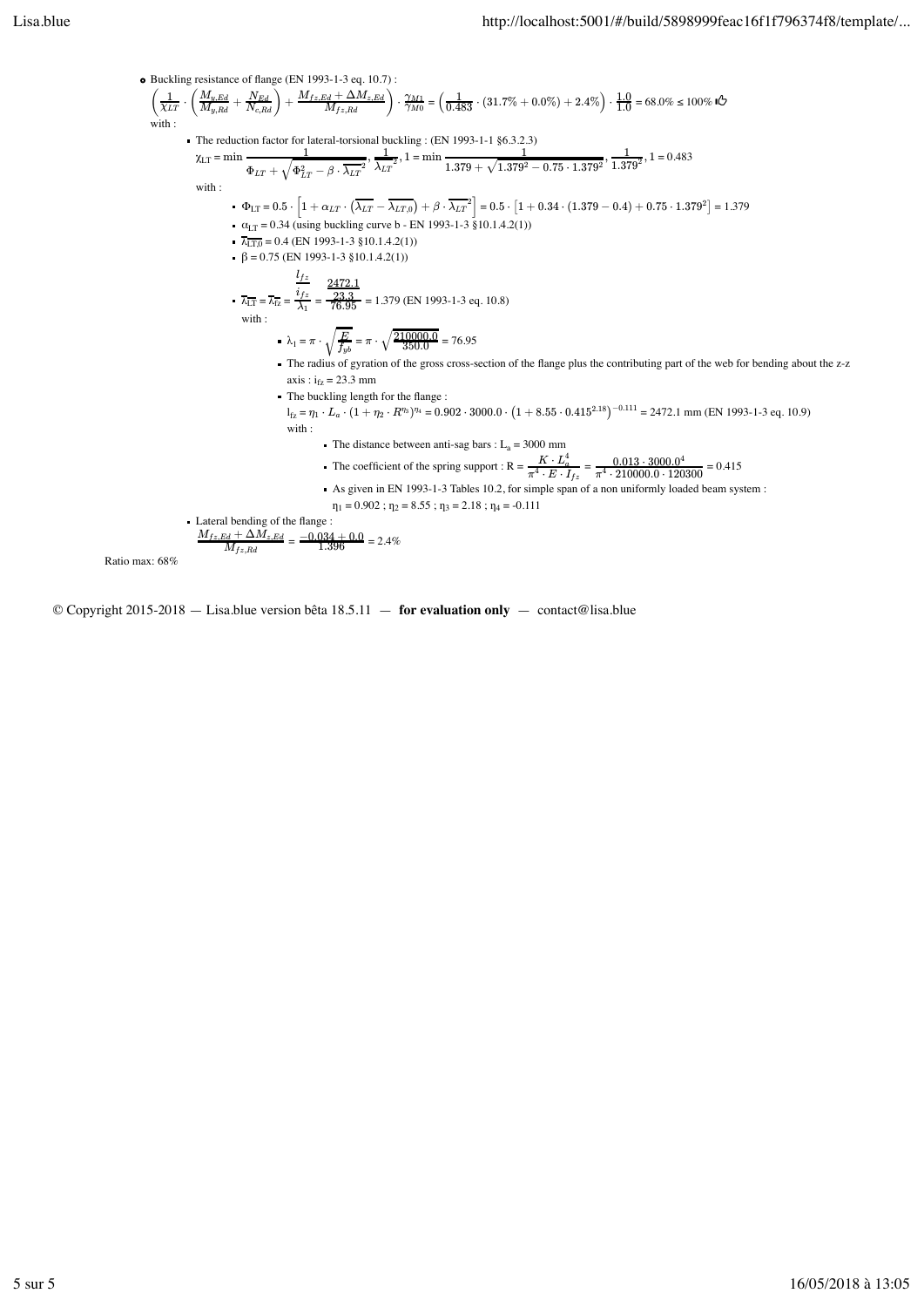- Buckling resistance of flange (EN 1993-1-3 eq. 10.7) :

$$\left(\frac{1}{\chi_{LT}} \cdot \left(\frac{M_{y,Ed}}{M_{y,Rd}} + \frac{N_{Ed}}{N_{c,Rd}}\right) + \frac{M_{fz,Ed} + \Delta M_{z,Ed}}{M_{fz,Rd}}\right) \cdot \frac{\gamma_{M1}}{\gamma_{M0}} = \left(\frac{1}{0.483} \cdot (31.7\% + 0.0\%) + 2.4\%\right) \cdot \frac{1.0}{1.0} = 68.0\% \leq 100\%$$

with :

  - The reduction factor for lateral-torsional buckling : (EN 1993-1-1 §6.3.2.3)

    $$\chi_{LT} = \min \frac{1}{\Phi_{LT} + \sqrt{\Phi_{LT}^2 - \beta \cdot \overline{\lambda_{LT}}^2}}, \frac{1}{\overline{\lambda_{LT}}^2}, 1 = \min \frac{1}{1.379 + \sqrt{1.379^2 - 0.75 \cdot 1.379^2}}, \frac{1}{1.379^2}, 1 = 0.483$$

    with :

    - $\Phi_{LT} = 0.5 \cdot \left[1 + \alpha_{LT} \cdot \left(\overline{\lambda_{LT}} - \overline{\lambda_{LT,0}}\right) + \beta \cdot \overline{\lambda_{LT}}^2\right] = 0.5 \cdot \left[1 + 0.34 \cdot (1.379 - 0.4) + 0.75 \cdot 1.379^2\right] = 1.379$
    - $\alpha_{LT} = 0.34$ (using buckling curve b - EN 1993-1-3 §10.1.4.2(1))
    - $\overline{\lambda_{LT,0}} = 0.4$ (EN 1993-1-3 §10.1.4.2(1))
    - $\beta = 0.75$ (EN 1993-1-3 §10.1.4.2(1))
    - $\overline{\lambda_{LT}} = \overline{\lambda_{fz}} = \frac{\frac{l_{fz}}{i_{fz}}}{\lambda_1} = \frac{\frac{2472.1}{23.3}}{76.95} = 1.379$ (EN 1993-1-3 eq. 10.8)

      with :

      - $\lambda_1 = \pi \cdot \sqrt{\frac{E}{f_{yb}}} = \pi \cdot \sqrt{\frac{210000.0}{350.0}} = 76.95$
      - The radius of gyration of the gross cross-section of the flange plus the contributing part of the web for bending about the z-z axis : $i_{fz} = 23.3$ mm
      - The buckling length for the flange :

        $l_{fz} = \eta_1 \cdot L_a \cdot (1 + \eta_2 \cdot R^{\eta_3})^{\eta_4} = 0.902 \cdot 3000.0 \cdot \left(1 + 8.55 \cdot 0.415^{2.18}\right)^{-0.111} = 2472.1$ mm (EN 1993-1-3 eq. 10.9)

        with :

        - The distance between anti-sag bars : $L_a = 3000$ mm
        - The coefficient of the spring support : $R = \frac{K \cdot L_a^4}{\pi^4 \cdot E \cdot I_{fz}} = \frac{0.013 \cdot 3000.0^4}{\pi^4 \cdot 210000.0 \cdot 120300} = 0.415$
        - As given in EN 1993-1-3 Tables 10.2, for simple span of a non uniformly loaded beam system :

          $\eta_1 = 0.902$ ; $\eta_2 = 8.55$ ; $\eta_3 = 2.18$ ; $\eta_4 = -0.111$

  - Lateral bending of the flange :

    $$\frac{M_{fz,Ed} + \Delta M_{z,Ed}}{M_{fz,Rd}} = \frac{-0.034 + 0.0}{1.396} = 2.4\%$$

Ratio max: 68%

© Copyright 2015-2018 — Lisa.blue version bêta 18.5.11 — **for evaluation only** — contact@lisa.blue